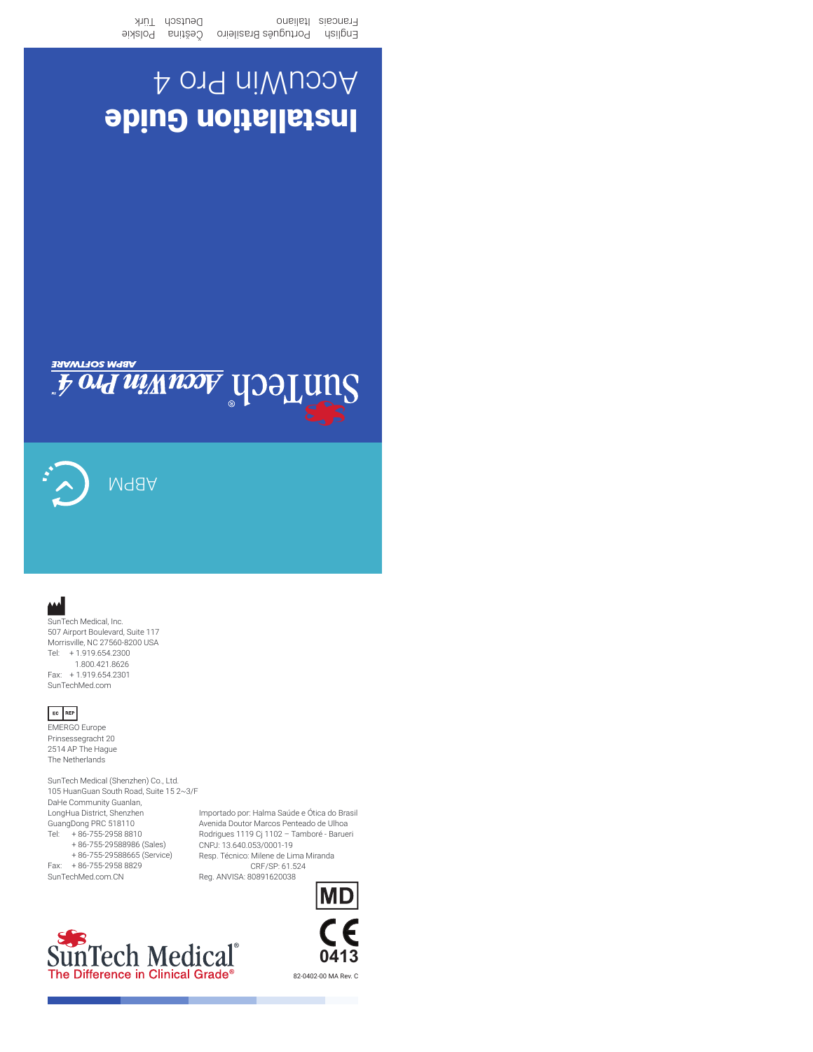English Português Brasileiro Français Italiano Polskie Čeština Deutsch Türk

# Installation Guide

AccuWin Pro 4

SunTech® AccuWin Pro 4™ ABPM SOFTWARE

ABPM

SunTech Medical, Inc.
507 Airport Boulevard, Suite 117
Morrisville, NC 27560-8200 USA
Tel: + 1.919.654.2300
1.800.421.8626
Fax: + 1.919.654.2301
SunTechMed.com

EC REP
EMERGO Europe
Prinsessegracht 20
2514 AP The Hague
The Netherlands

SunTech Medical (Shenzhen) Co., Ltd.
105 HuanGuan South Road, Suite 15 2~3/F
DaHe Community Guanlan,
LongHua District, Shenzhen
GuangDong PRC 518110
Tel: + 86-755-2958 8810
+ 86-755-29588986 (Sales)
+ 86-755-29588665 (Service)
Fax: + 86-755-2958 8829
SunTechMed.com.CN

Importado por: Halma Saúde e Ótica do Brasil
Avenida Doutor Marcos Penteado de Ulhoa
Rodrigues 1119 Cj 1102 – Tamboré - Barueri
CNPJ: 13.640.053/0001-19
Resp. Técnico: Milene de Lima Miranda
CRF/SP: 61.524
Reg. ANVISA: 80891620038

MD

CE 0413

SunTech Medical®
The Difference in Clinical Grade®

82-0402-00 MA Rev. C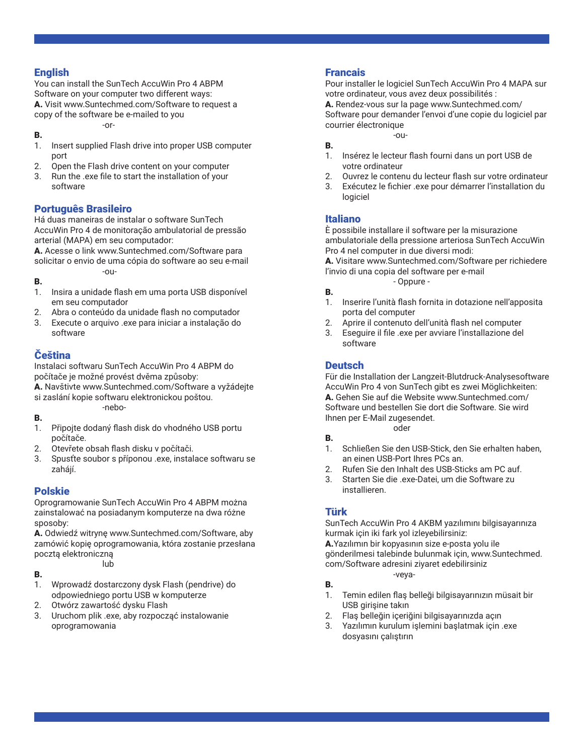## English

You can install the SunTech AccuWin Pro 4 ABPM Software on your computer two different ways:

**A.** Visit www.Suntechmed.com/Software to request a copy of the software be e-mailed to you

-or-

**B.**

1. Insert supplied Flash drive into proper USB computer port
2. Open the Flash drive content on your computer
3. Run the .exe file to start the installation of your software

## Português Brasileiro

Há duas maneiras de instalar o software SunTech AccuWin Pro 4 de monitoração ambulatorial de pressão arterial (MAPA) em seu computador:

**A.** Acesse o link www.Suntechmed.com/Software para solicitar o envio de uma cópia do software ao seu e-mail

-ou-

**B.**

1. Insira a unidade flash em uma porta USB disponível em seu computador
2. Abra o conteúdo da unidade flash no computador
3. Execute o arquivo .exe para iniciar a instalação do software

## Čeština

Instalaci softwaru SunTech AccuWin Pro 4 ABPM do počítače je možné provést dvěma způsoby:

**A.** Navštivte www.Suntechmed.com/Software a vyžádejte si zaslání kopie softwaru elektronickou poštou.

-nebo-

**B.**

1. Připojte dodaný flash disk do vhodného USB portu počítače.
2. Otevřete obsah flash disku v počítači.
3. Spusťte soubor s příponou .exe, instalace softwaru se zahájí.

## Polskie

Oprogramowanie SunTech AccuWin Pro 4 ABPM można zainstalować na posiadanym komputerze na dwa różne sposoby:

**A.** Odwiedź witrynę www.Suntechmed.com/Software, aby zamówić kopię oprogramowania, która zostanie przesłana pocztą elektroniczną

lub

**B.**

1. Wprowadź dostarczony dysk Flash (pendrive) do odpowiedniego portu USB w komputerze
2. Otwórz zawartość dysku Flash
3. Uruchom plik .exe, aby rozpocząć instalowanie oprogramowania

## Francais

Pour installer le logiciel SunTech AccuWin Pro 4 MAPA sur votre ordinateur, vous avez deux possibilités :

**A.** Rendez-vous sur la page www.Suntechmed.com/Software pour demander l'envoi d'une copie du logiciel par courrier électronique

-ou-

**B.**

1. Insérez le lecteur flash fourni dans un port USB de votre ordinateur
2. Ouvrez le contenu du lecteur flash sur votre ordinateur
3. Exécutez le fichier .exe pour démarrer l'installation du logiciel

## Italiano

È possibile installare il software per la misurazione ambulatoriale della pressione arteriosa SunTech AccuWin Pro 4 nel computer in due diversi modi:

**A.** Visitare www.Suntechmed.com/Software per richiedere l'invio di una copia del software per e-mail

- Oppure -

**B.**

1. Inserire l'unità flash fornita in dotazione nell'apposita porta del computer
2. Aprire il contenuto dell'unità flash nel computer
3. Eseguire il file .exe per avviare l'installazione del software

## Deutsch

Für die Installation der Langzeit-Blutdruck-Analysesoftware AccuWin Pro 4 von SunTech gibt es zwei Möglichkeiten:

**A.** Gehen Sie auf die Website www.Suntechmed.com/Software und bestellen Sie dort die Software. Sie wird Ihnen per E-Mail zugesendet.

oder

**B.**

1. Schließen Sie den USB-Stick, den Sie erhalten haben, an einen USB-Port Ihres PCs an.
2. Rufen Sie den Inhalt des USB-Sticks am PC auf.
3. Starten Sie die .exe-Datei, um die Software zu installieren.

## Türk

SunTech AccuWin Pro 4 AKBM yazılımını bilgisayarınıza kurmak için iki fark yol izleyebilirsiniz:

**A.**Yazılımın bir kopyasının size e-posta yolu ile gönderilmesi talebinde bulunmak için, www.Suntechmed.com/Software adresini ziyaret edebilirsiniz

-veya-

**B.**

1. Temin edilen flaş belleği bilgisayarınızın müsait bir USB girişine takın
2. Flaş belleğin içeriğini bilgisayarınızda açın
3. Yazılımın kurulum işlemini başlatmak için .exe dosyasını çalıştırın